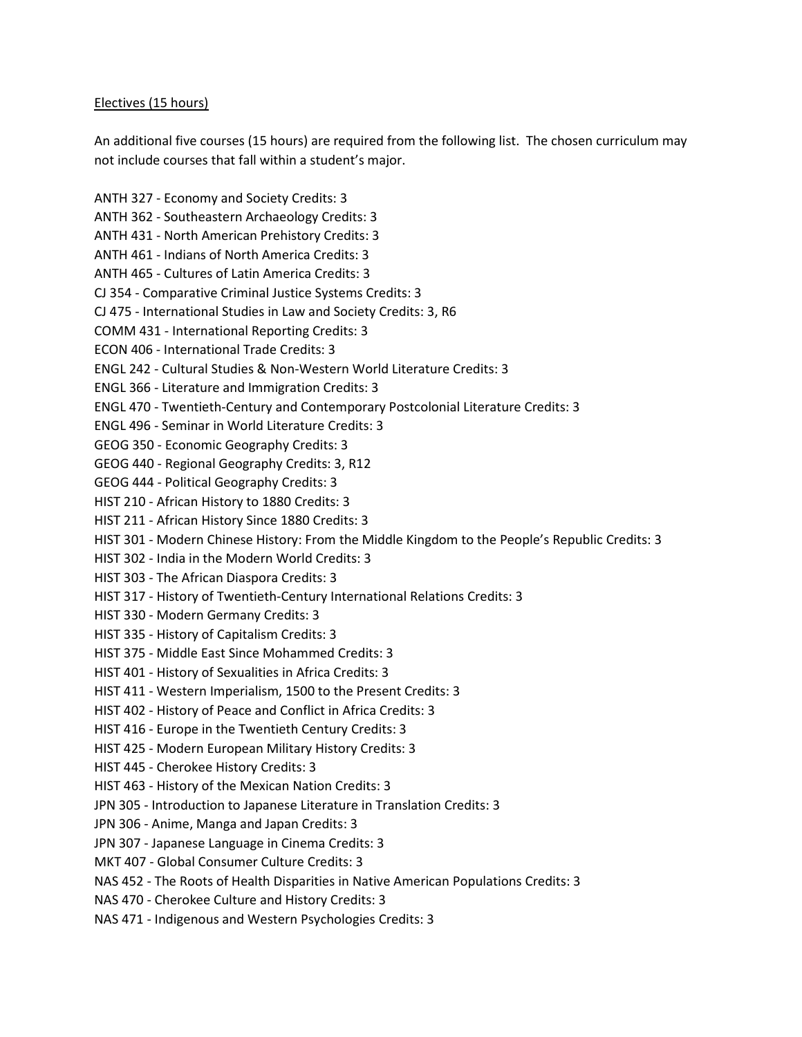Electives (15 hours)

An additional five courses (15 hours) are required from the following list. The chosen curriculum may not include courses that fall within a student's major.

ANTH 327 - Economy and Society Credits: 3
ANTH 362 - Southeastern Archaeology Credits: 3
ANTH 431 - North American Prehistory Credits: 3
ANTH 461 - Indians of North America Credits: 3
ANTH 465 - Cultures of Latin America Credits: 3
CJ 354 - Comparative Criminal Justice Systems Credits: 3
CJ 475 - International Studies in Law and Society Credits: 3, R6
COMM 431 - International Reporting Credits: 3
ECON 406 - International Trade Credits: 3
ENGL 242 - Cultural Studies & Non-Western World Literature Credits: 3
ENGL 366 - Literature and Immigration Credits: 3
ENGL 470 - Twentieth-Century and Contemporary Postcolonial Literature Credits: 3
ENGL 496 - Seminar in World Literature Credits: 3
GEOG 350 - Economic Geography Credits: 3
GEOG 440 - Regional Geography Credits: 3, R12
GEOG 444 - Political Geography Credits: 3
HIST 210 - African History to 1880 Credits: 3
HIST 211 - African History Since 1880 Credits: 3
HIST 301 - Modern Chinese History: From the Middle Kingdom to the People's Republic Credits: 3
HIST 302 - India in the Modern World Credits: 3
HIST 303 - The African Diaspora Credits: 3
HIST 317 - History of Twentieth-Century International Relations Credits: 3
HIST 330 - Modern Germany Credits: 3
HIST 335 - History of Capitalism Credits: 3
HIST 375 - Middle East Since Mohammed Credits: 3
HIST 401 - History of Sexualities in Africa Credits: 3
HIST 411 - Western Imperialism, 1500 to the Present Credits: 3
HIST 402 - History of Peace and Conflict in Africa Credits: 3
HIST 416 - Europe in the Twentieth Century Credits: 3
HIST 425 - Modern European Military History Credits: 3
HIST 445 - Cherokee History Credits: 3
HIST 463 - History of the Mexican Nation Credits: 3
JPN 305 - Introduction to Japanese Literature in Translation Credits: 3
JPN 306 - Anime, Manga and Japan Credits: 3
JPN 307 - Japanese Language in Cinema Credits: 3
MKT 407 - Global Consumer Culture Credits: 3
NAS 452 - The Roots of Health Disparities in Native American Populations Credits: 3
NAS 470 - Cherokee Culture and History Credits: 3
NAS 471 - Indigenous and Western Psychologies Credits: 3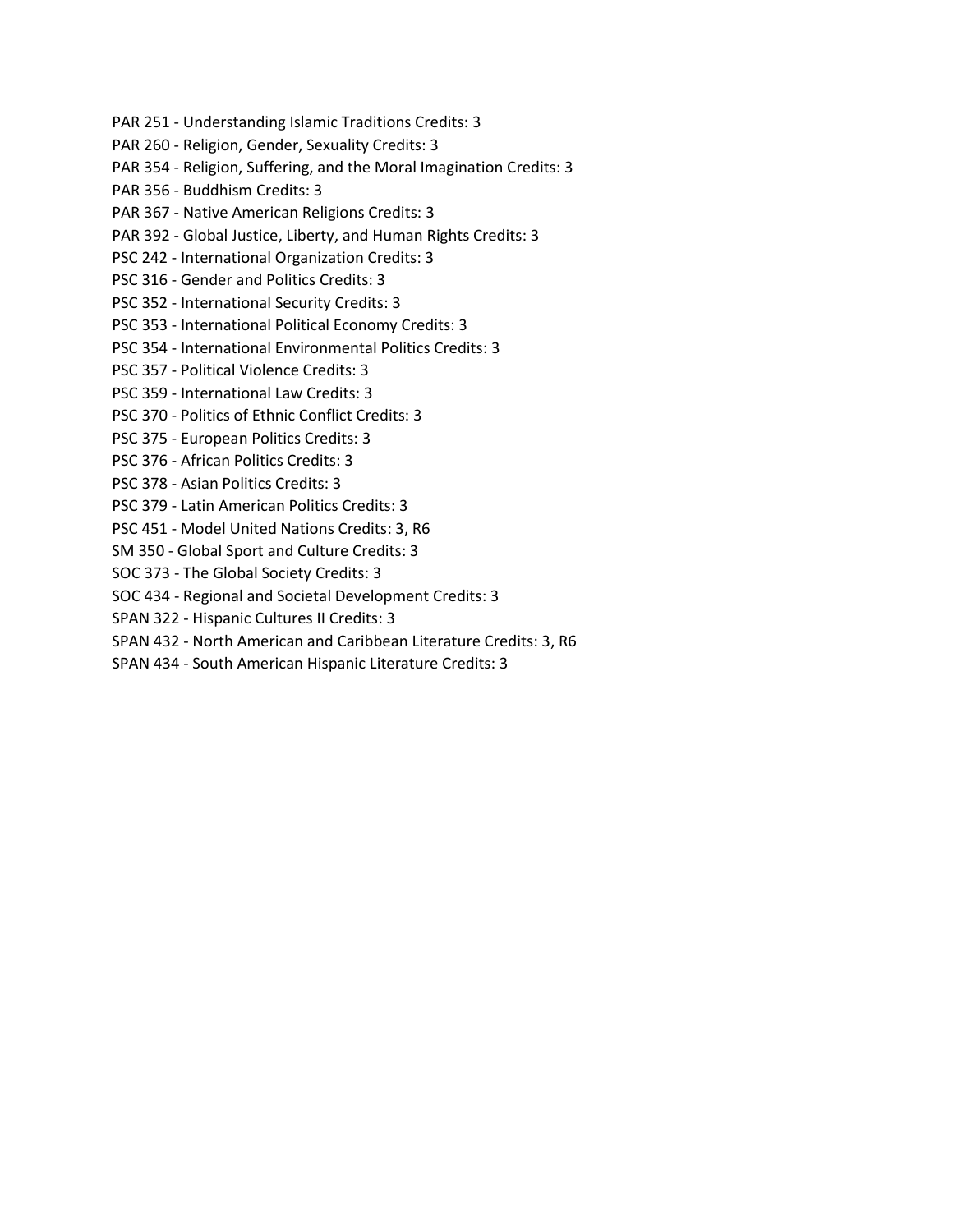PAR 251 - Understanding Islamic Traditions Credits: 3
PAR 260 - Religion, Gender, Sexuality Credits: 3
PAR 354 - Religion, Suffering, and the Moral Imagination Credits: 3
PAR 356 - Buddhism Credits: 3
PAR 367 - Native American Religions Credits: 3
PAR 392 - Global Justice, Liberty, and Human Rights Credits: 3
PSC 242 - International Organization Credits: 3
PSC 316 - Gender and Politics Credits: 3
PSC 352 - International Security Credits: 3
PSC 353 - International Political Economy Credits: 3
PSC 354 - International Environmental Politics Credits: 3
PSC 357 - Political Violence Credits: 3
PSC 359 - International Law Credits: 3
PSC 370 - Politics of Ethnic Conflict Credits: 3
PSC 375 - European Politics Credits: 3
PSC 376 - African Politics Credits: 3
PSC 378 - Asian Politics Credits: 3
PSC 379 - Latin American Politics Credits: 3
PSC 451 - Model United Nations Credits: 3, R6
SM 350 - Global Sport and Culture Credits: 3
SOC 373 - The Global Society Credits: 3
SOC 434 - Regional and Societal Development Credits: 3
SPAN 322 - Hispanic Cultures II Credits: 3
SPAN 432 - North American and Caribbean Literature Credits: 3, R6
SPAN 434 - South American Hispanic Literature Credits: 3